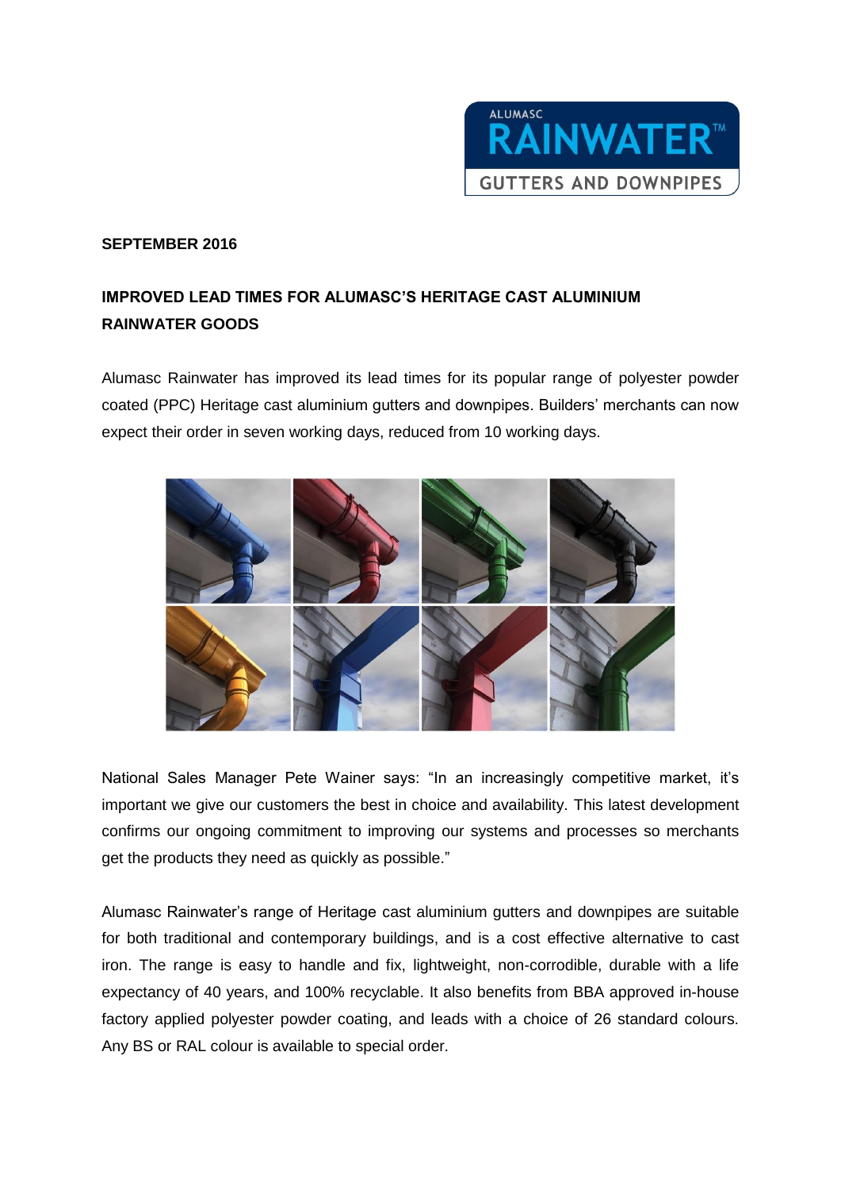**SEPTEMBER 2016**

# IMPROVED LEAD TIMES FOR ALUMASC'S HERITAGE CAST ALUMINIUM RAINWATER GOODS

Alumasc Rainwater has improved its lead times for its popular range of polyester powder coated (PPC) Heritage cast aluminium gutters and downpipes. Builders' merchants can now expect their order in seven working days, reduced from 10 working days.

National Sales Manager Pete Wainer says: "In an increasingly competitive market, it's important we give our customers the best in choice and availability. This latest development confirms our ongoing commitment to improving our systems and processes so merchants get the products they need as quickly as possible."

Alumasc Rainwater's range of Heritage cast aluminium gutters and downpipes are suitable for both traditional and contemporary buildings, and is a cost effective alternative to cast iron. The range is easy to handle and fix, lightweight, non-corrodible, durable with a life expectancy of 40 years, and 100% recyclable. It also benefits from BBA approved in-house factory applied polyester powder coating, and leads with a choice of 26 standard colours. Any BS or RAL colour is available to special order.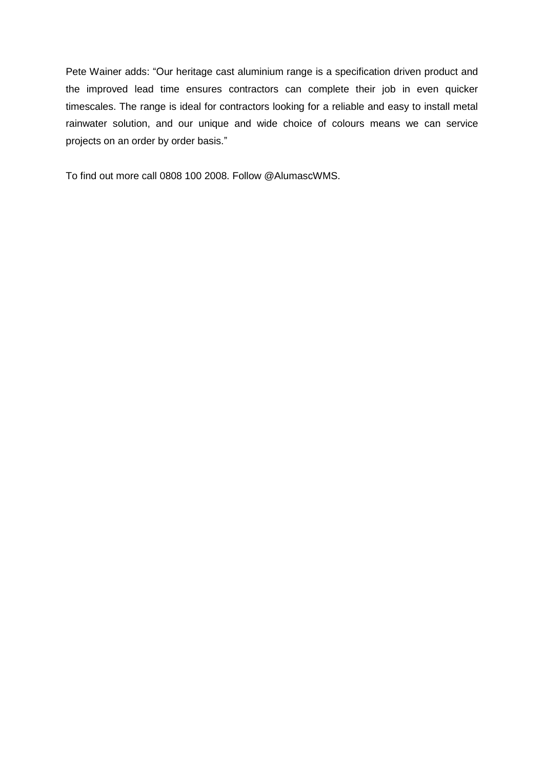Pete Wainer adds: "Our heritage cast aluminium range is a specification driven product and the improved lead time ensures contractors can complete their job in even quicker timescales. The range is ideal for contractors looking for a reliable and easy to install metal rainwater solution, and our unique and wide choice of colours means we can service projects on an order by order basis."

To find out more call 0808 100 2008. Follow @AlumascWMS.